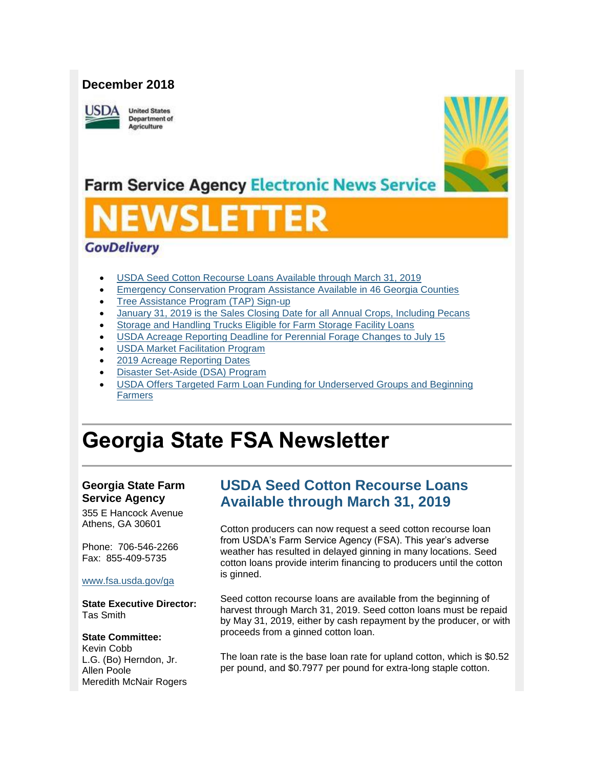**December 2018**

United States Department of Agriculture

Farm Service Agency Electronic News Service

# NEWSLETTER

GovDelivery

- USDA Seed Cotton Recourse Loans Available through March 31, 2019
- Emergency Conservation Program Assistance Available in 46 Georgia Counties
- Tree Assistance Program (TAP) Sign-up
- January 31, 2019 is the Sales Closing Date for all Annual Crops, Including Pecans
- Storage and Handling Trucks Eligible for Farm Storage Facility Loans
- USDA Acreage Reporting Deadline for Perennial Forage Changes to July 15
- USDA Market Facilitation Program
- 2019 Acreage Reporting Dates
- Disaster Set-Aside (DSA) Program
- USDA Offers Targeted Farm Loan Funding for Underserved Groups and Beginning Farmers

# Georgia State FSA Newsletter

**Georgia State Farm Service Agency**

355 E Hancock Avenue
Athens, GA 30601

Phone: 706-546-2266
Fax: 855-409-5735

www.fsa.usda.gov/ga

**State Executive Director:**
Tas Smith

**State Committee:**
Kevin Cobb
L.G. (Bo) Herndon, Jr.
Allen Poole
Meredith McNair Rogers

## USDA Seed Cotton Recourse Loans Available through March 31, 2019

Cotton producers can now request a seed cotton recourse loan from USDA's Farm Service Agency (FSA). This year's adverse weather has resulted in delayed ginning in many locations. Seed cotton loans provide interim financing to producers until the cotton is ginned.

Seed cotton recourse loans are available from the beginning of harvest through March 31, 2019. Seed cotton loans must be repaid by May 31, 2019, either by cash repayment by the producer, or with proceeds from a ginned cotton loan.

The loan rate is the base loan rate for upland cotton, which is $0.52 per pound, and $0.7977 per pound for extra-long staple cotton.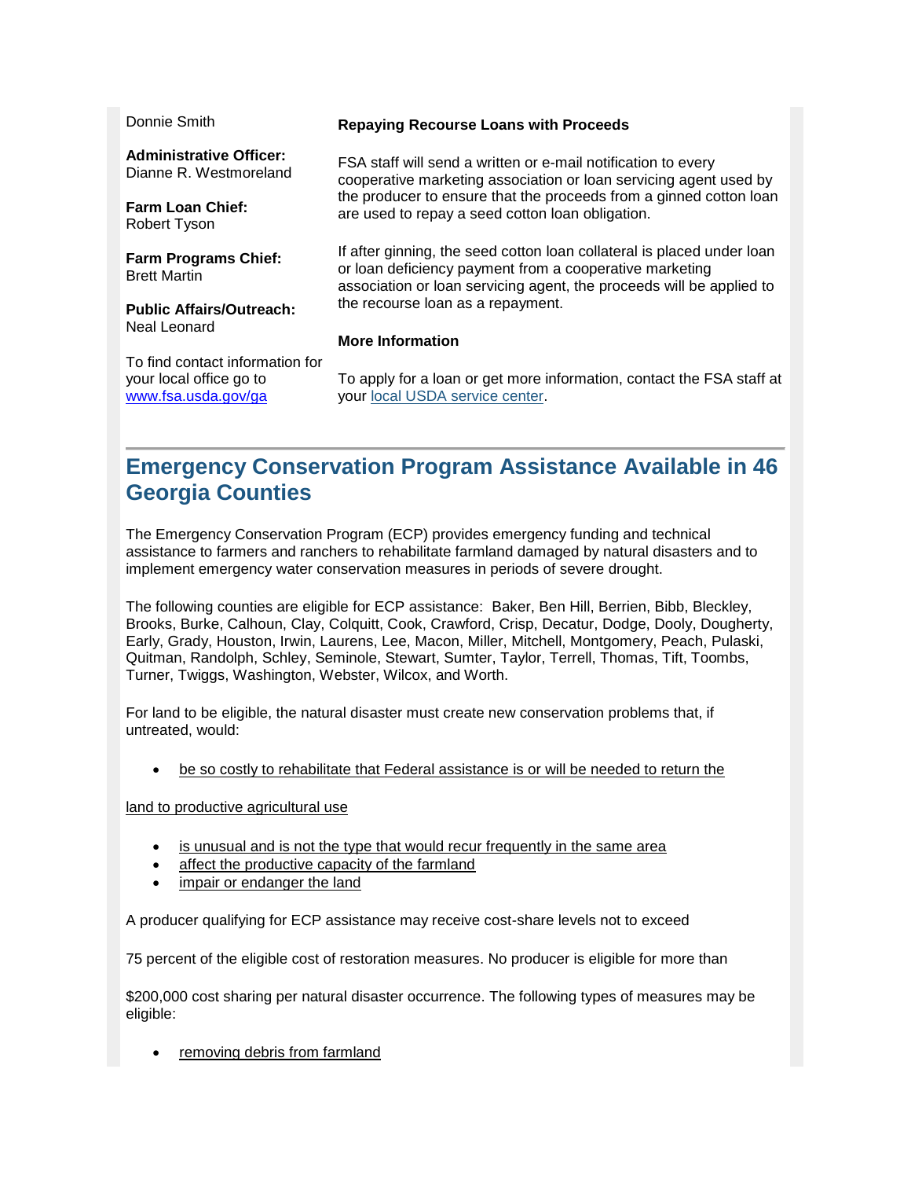Donnie Smith

**Administrative Officer:**
Dianne R. Westmoreland

**Farm Loan Chief:**
Robert Tyson

**Farm Programs Chief:**
Brett Martin

**Public Affairs/Outreach:**
Neal Leonard

To find contact information for your local office go to [www.fsa.usda.gov/ga](www.fsa.usda.gov/ga)

**Repaying Recourse Loans with Proceeds**

FSA staff will send a written or e-mail notification to every cooperative marketing association or loan servicing agent used by the producer to ensure that the proceeds from a ginned cotton loan are used to repay a seed cotton loan obligation.

If after ginning, the seed cotton loan collateral is placed under loan or loan deficiency payment from a cooperative marketing association or loan servicing agent, the proceeds will be applied to the recourse loan as a repayment.

**More Information**

To apply for a loan or get more information, contact the FSA staff at your local USDA service center.

## Emergency Conservation Program Assistance Available in 46 Georgia Counties

The Emergency Conservation Program (ECP) provides emergency funding and technical assistance to farmers and ranchers to rehabilitate farmland damaged by natural disasters and to implement emergency water conservation measures in periods of severe drought.

The following counties are eligible for ECP assistance: Baker, Ben Hill, Berrien, Bibb, Bleckley, Brooks, Burke, Calhoun, Clay, Colquitt, Cook, Crawford, Crisp, Decatur, Dodge, Dooly, Dougherty, Early, Grady, Houston, Irwin, Laurens, Lee, Macon, Miller, Mitchell, Montgomery, Peach, Pulaski, Quitman, Randolph, Schley, Seminole, Stewart, Sumter, Taylor, Terrell, Thomas, Tift, Toombs, Turner, Twiggs, Washington, Webster, Wilcox, and Worth.

For land to be eligible, the natural disaster must create new conservation problems that, if untreated, would:

- be so costly to rehabilitate that Federal assistance is or will be needed to return the

land to productive agricultural use

- is unusual and is not the type that would recur frequently in the same area
- affect the productive capacity of the farmland
- impair or endanger the land

A producer qualifying for ECP assistance may receive cost-share levels not to exceed

75 percent of the eligible cost of restoration measures. No producer is eligible for more than

$200,000 cost sharing per natural disaster occurrence. The following types of measures may be eligible:

- removing debris from farmland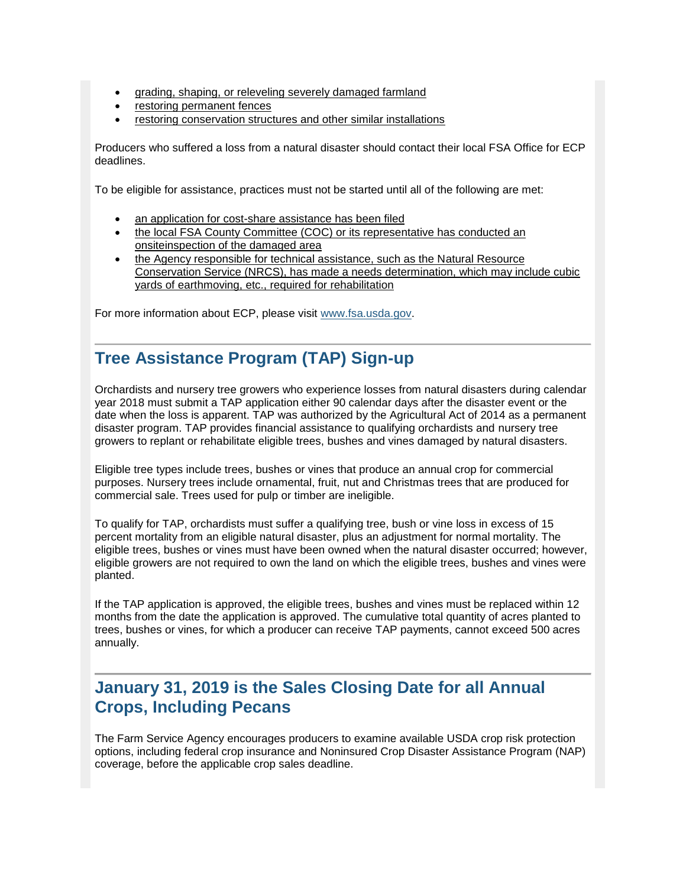- grading, shaping, or releveling severely damaged farmland
- restoring permanent fences
- restoring conservation structures and other similar installations

Producers who suffered a loss from a natural disaster should contact their local FSA Office for ECP deadlines.

To be eligible for assistance, practices must not be started until all of the following are met:

- an application for cost-share assistance has been filed
- the local FSA County Committee (COC) or its representative has conducted an onsiteinspection of the damaged area
- the Agency responsible for technical assistance, such as the Natural Resource Conservation Service (NRCS), has made a needs determination, which may include cubic yards of earthmoving, etc., required for rehabilitation

For more information about ECP, please visit www.fsa.usda.gov.

## Tree Assistance Program (TAP) Sign-up

Orchardists and nursery tree growers who experience losses from natural disasters during calendar year 2018 must submit a TAP application either 90 calendar days after the disaster event or the date when the loss is apparent. TAP was authorized by the Agricultural Act of 2014 as a permanent disaster program. TAP provides financial assistance to qualifying orchardists and nursery tree growers to replant or rehabilitate eligible trees, bushes and vines damaged by natural disasters.

Eligible tree types include trees, bushes or vines that produce an annual crop for commercial purposes. Nursery trees include ornamental, fruit, nut and Christmas trees that are produced for commercial sale. Trees used for pulp or timber are ineligible.

To qualify for TAP, orchardists must suffer a qualifying tree, bush or vine loss in excess of 15 percent mortality from an eligible natural disaster, plus an adjustment for normal mortality. The eligible trees, bushes or vines must have been owned when the natural disaster occurred; however, eligible growers are not required to own the land on which the eligible trees, bushes and vines were planted.

If the TAP application is approved, the eligible trees, bushes and vines must be replaced within 12 months from the date the application is approved. The cumulative total quantity of acres planted to trees, bushes or vines, for which a producer can receive TAP payments, cannot exceed 500 acres annually.

## January 31, 2019 is the Sales Closing Date for all Annual Crops, Including Pecans

The Farm Service Agency encourages producers to examine available USDA crop risk protection options, including federal crop insurance and Noninsured Crop Disaster Assistance Program (NAP) coverage, before the applicable crop sales deadline.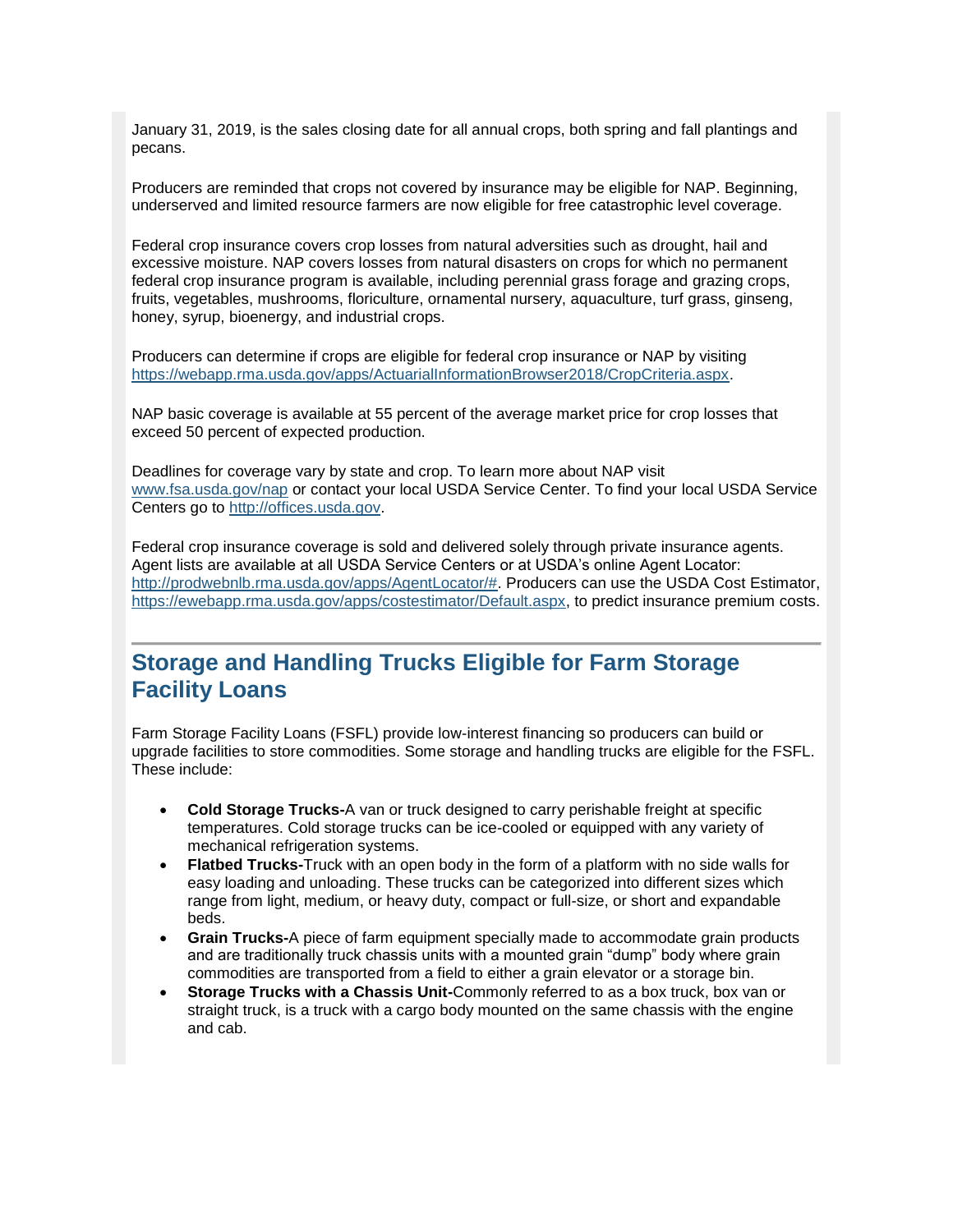January 31, 2019, is the sales closing date for all annual crops, both spring and fall plantings and pecans.

Producers are reminded that crops not covered by insurance may be eligible for NAP. Beginning, underserved and limited resource farmers are now eligible for free catastrophic level coverage.

Federal crop insurance covers crop losses from natural adversities such as drought, hail and excessive moisture. NAP covers losses from natural disasters on crops for which no permanent federal crop insurance program is available, including perennial grass forage and grazing crops, fruits, vegetables, mushrooms, floriculture, ornamental nursery, aquaculture, turf grass, ginseng, honey, syrup, bioenergy, and industrial crops.

Producers can determine if crops are eligible for federal crop insurance or NAP by visiting [https://webapp.rma.usda.gov/apps/ActuarialInformationBrowser2018/CropCriteria.aspx](https://webapp.rma.usda.gov/apps/ActuarialInformationBrowser2018/CropCriteria.aspx).

NAP basic coverage is available at 55 percent of the average market price for crop losses that exceed 50 percent of expected production.

Deadlines for coverage vary by state and crop. To learn more about NAP visit [www.fsa.usda.gov/nap](http://www.fsa.usda.gov/nap) or contact your local USDA Service Center. To find your local USDA Service Centers go to [http://offices.usda.gov](http://offices.usda.gov).

Federal crop insurance coverage is sold and delivered solely through private insurance agents. Agent lists are available at all USDA Service Centers or at USDA's online Agent Locator: [http://prodwebnlb.rma.usda.gov/apps/AgentLocator/#](http://prodwebnlb.rma.usda.gov/apps/AgentLocator/#). Producers can use the USDA Cost Estimator, [https://ewebapp.rma.usda.gov/apps/costestimator/Default.aspx](https://ewebapp.rma.usda.gov/apps/costestimator/Default.aspx), to predict insurance premium costs.

## Storage and Handling Trucks Eligible for Farm Storage Facility Loans

Farm Storage Facility Loans (FSFL) provide low-interest financing so producers can build or upgrade facilities to store commodities. Some storage and handling trucks are eligible for the FSFL. These include:

- **Cold Storage Trucks-**A van or truck designed to carry perishable freight at specific temperatures. Cold storage trucks can be ice-cooled or equipped with any variety of mechanical refrigeration systems.
- **Flatbed Trucks-**Truck with an open body in the form of a platform with no side walls for easy loading and unloading. These trucks can be categorized into different sizes which range from light, medium, or heavy duty, compact or full-size, or short and expandable beds.
- **Grain Trucks-**A piece of farm equipment specially made to accommodate grain products and are traditionally truck chassis units with a mounted grain "dump" body where grain commodities are transported from a field to either a grain elevator or a storage bin.
- **Storage Trucks with a Chassis Unit-**Commonly referred to as a box truck, box van or straight truck, is a truck with a cargo body mounted on the same chassis with the engine and cab.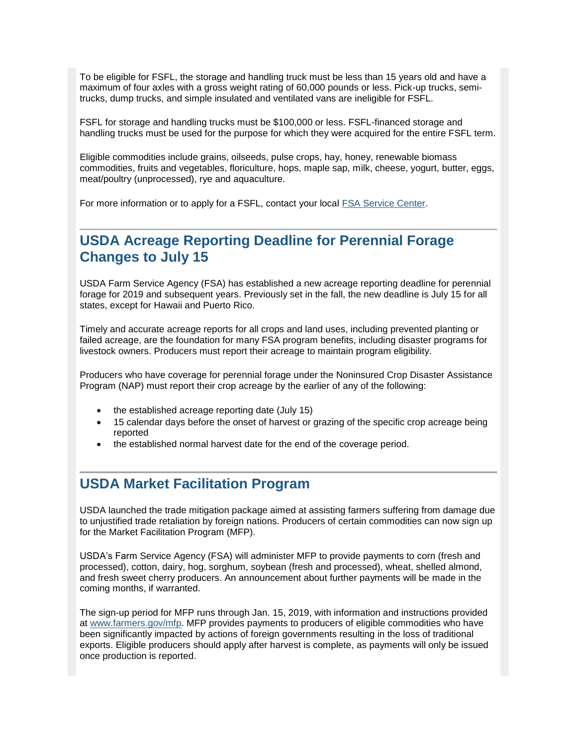To be eligible for FSFL, the storage and handling truck must be less than 15 years old and have a maximum of four axles with a gross weight rating of 60,000 pounds or less. Pick-up trucks, semi-trucks, dump trucks, and simple insulated and ventilated vans are ineligible for FSFL.

FSFL for storage and handling trucks must be $100,000 or less. FSFL-financed storage and handling trucks must be used for the purpose for which they were acquired for the entire FSFL term.

Eligible commodities include grains, oilseeds, pulse crops, hay, honey, renewable biomass commodities, fruits and vegetables, floriculture, hops, maple sap, milk, cheese, yogurt, butter, eggs, meat/poultry (unprocessed), rye and aquaculture.

For more information or to apply for a FSFL, contact your local [FSA Service Center](FSA Service Center).

## USDA Acreage Reporting Deadline for Perennial Forage Changes to July 15

USDA Farm Service Agency (FSA) has established a new acreage reporting deadline for perennial forage for 2019 and subsequent years. Previously set in the fall, the new deadline is July 15 for all states, except for Hawaii and Puerto Rico.

Timely and accurate acreage reports for all crops and land uses, including prevented planting or failed acreage, are the foundation for many FSA program benefits, including disaster programs for livestock owners. Producers must report their acreage to maintain program eligibility.

Producers who have coverage for perennial forage under the Noninsured Crop Disaster Assistance Program (NAP) must report their crop acreage by the earlier of any of the following:

- the established acreage reporting date (July 15)
- 15 calendar days before the onset of harvest or grazing of the specific crop acreage being reported
- the established normal harvest date for the end of the coverage period.

## USDA Market Facilitation Program

USDA launched the trade mitigation package aimed at assisting farmers suffering from damage due to unjustified trade retaliation by foreign nations. Producers of certain commodities can now sign up for the Market Facilitation Program (MFP).

USDA's Farm Service Agency (FSA) will administer MFP to provide payments to corn (fresh and processed), cotton, dairy, hog, sorghum, soybean (fresh and processed), wheat, shelled almond, and fresh sweet cherry producers. An announcement about further payments will be made in the coming months, if warranted.

The sign-up period for MFP runs through Jan. 15, 2019, with information and instructions provided at [www.farmers.gov/mfp](www.farmers.gov/mfp). MFP provides payments to producers of eligible commodities who have been significantly impacted by actions of foreign governments resulting in the loss of traditional exports. Eligible producers should apply after harvest is complete, as payments will only be issued once production is reported.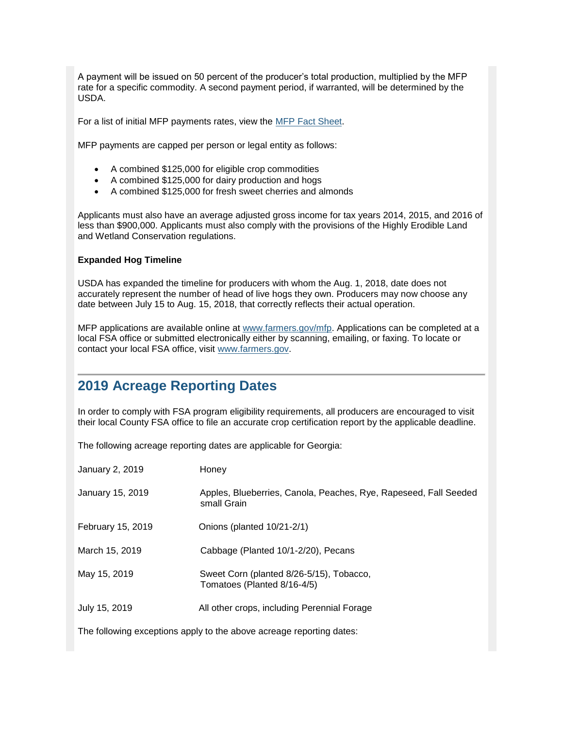A payment will be issued on 50 percent of the producer's total production, multiplied by the MFP rate for a specific commodity. A second payment period, if warranted, will be determined by the USDA.

For a list of initial MFP payments rates, view the [MFP Fact Sheet](#).

MFP payments are capped per person or legal entity as follows:

- A combined $125,000 for eligible crop commodities
- A combined $125,000 for dairy production and hogs
- A combined $125,000 for fresh sweet cherries and almonds

Applicants must also have an average adjusted gross income for tax years 2014, 2015, and 2016 of less than $900,000. Applicants must also comply with the provisions of the Highly Erodible Land and Wetland Conservation regulations.

**Expanded Hog Timeline**

USDA has expanded the timeline for producers with whom the Aug. 1, 2018, date does not accurately represent the number of head of live hogs they own. Producers may now choose any date between July 15 to Aug. 15, 2018, that correctly reflects their actual operation.

MFP applications are available online at [www.farmers.gov/mfp](http://www.farmers.gov/mfp). Applications can be completed at a local FSA office or submitted electronically either by scanning, emailing, or faxing. To locate or contact your local FSA office, visit [www.farmers.gov](http://www.farmers.gov).

## 2019 Acreage Reporting Dates

In order to comply with FSA program eligibility requirements, all producers are encouraged to visit their local County FSA office to file an accurate crop certification report by the applicable deadline.

The following acreage reporting dates are applicable for Georgia:

| | |
|---|---|
| January 2, 2019 | Honey |
| January 15, 2019 | Apples, Blueberries, Canola, Peaches, Rye, Rapeseed, Fall Seeded small Grain |
| February 15, 2019 | Onions (planted 10/21-2/1) |
| March 15, 2019 | Cabbage (Planted 10/1-2/20), Pecans |
| May 15, 2019 | Sweet Corn (planted 8/26-5/15), Tobacco, Tomatoes (Planted 8/16-4/5) |
| July 15, 2019 | All other crops, including Perennial Forage |

The following exceptions apply to the above acreage reporting dates: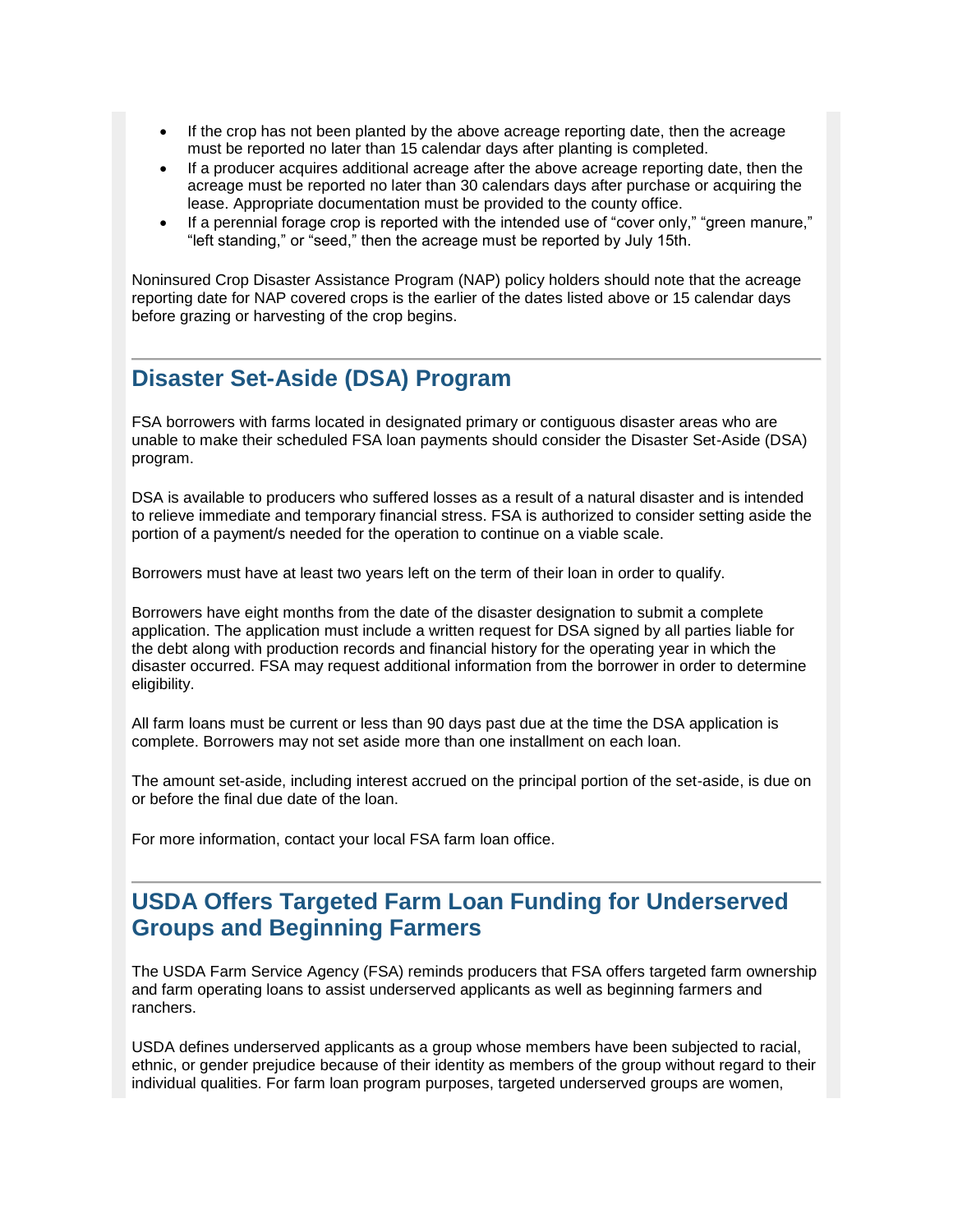- If the crop has not been planted by the above acreage reporting date, then the acreage must be reported no later than 15 calendar days after planting is completed.
- If a producer acquires additional acreage after the above acreage reporting date, then the acreage must be reported no later than 30 calendars days after purchase or acquiring the lease. Appropriate documentation must be provided to the county office.
- If a perennial forage crop is reported with the intended use of "cover only," "green manure," "left standing," or "seed," then the acreage must be reported by July 15th.

Noninsured Crop Disaster Assistance Program (NAP) policy holders should note that the acreage reporting date for NAP covered crops is the earlier of the dates listed above or 15 calendar days before grazing or harvesting of the crop begins.

## Disaster Set-Aside (DSA) Program

FSA borrowers with farms located in designated primary or contiguous disaster areas who are unable to make their scheduled FSA loan payments should consider the Disaster Set-Aside (DSA) program.

DSA is available to producers who suffered losses as a result of a natural disaster and is intended to relieve immediate and temporary financial stress. FSA is authorized to consider setting aside the portion of a payment/s needed for the operation to continue on a viable scale.

Borrowers must have at least two years left on the term of their loan in order to qualify.

Borrowers have eight months from the date of the disaster designation to submit a complete application. The application must include a written request for DSA signed by all parties liable for the debt along with production records and financial history for the operating year in which the disaster occurred. FSA may request additional information from the borrower in order to determine eligibility.

All farm loans must be current or less than 90 days past due at the time the DSA application is complete. Borrowers may not set aside more than one installment on each loan.

The amount set-aside, including interest accrued on the principal portion of the set-aside, is due on or before the final due date of the loan.

For more information, contact your local FSA farm loan office.

## USDA Offers Targeted Farm Loan Funding for Underserved Groups and Beginning Farmers

The USDA Farm Service Agency (FSA) reminds producers that FSA offers targeted farm ownership and farm operating loans to assist underserved applicants as well as beginning farmers and ranchers.

USDA defines underserved applicants as a group whose members have been subjected to racial, ethnic, or gender prejudice because of their identity as members of the group without regard to their individual qualities. For farm loan program purposes, targeted underserved groups are women,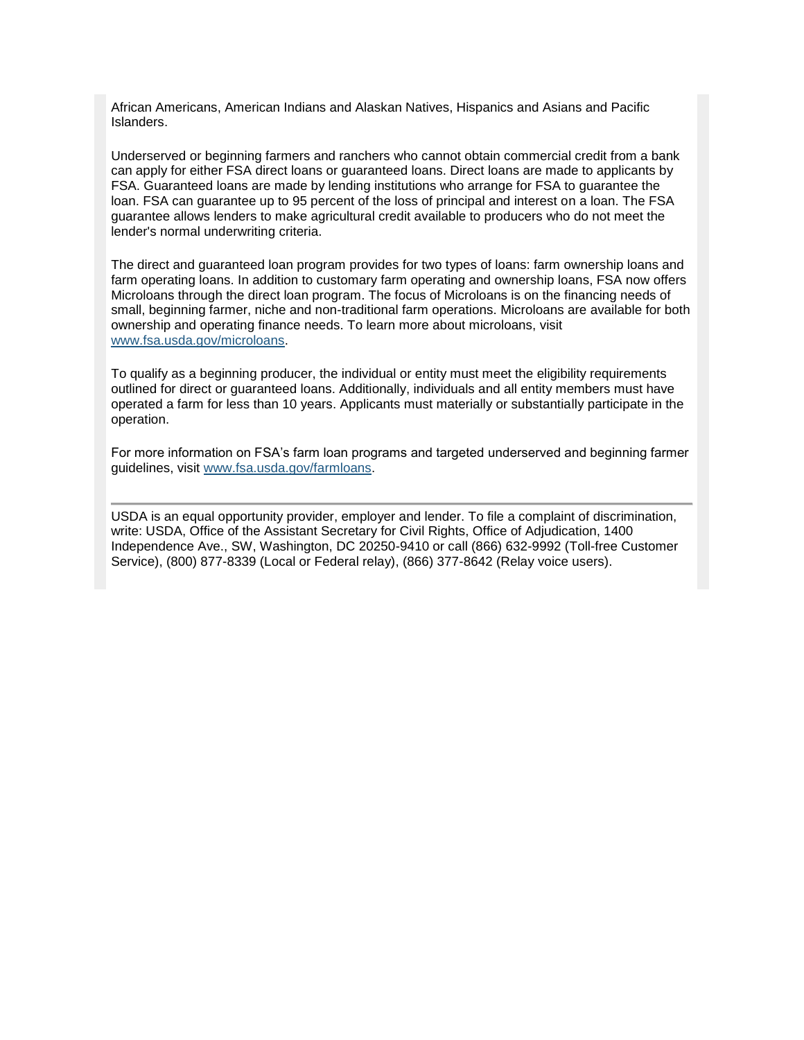African Americans, American Indians and Alaskan Natives, Hispanics and Asians and Pacific Islanders.

Underserved or beginning farmers and ranchers who cannot obtain commercial credit from a bank can apply for either FSA direct loans or guaranteed loans. Direct loans are made to applicants by FSA. Guaranteed loans are made by lending institutions who arrange for FSA to guarantee the loan. FSA can guarantee up to 95 percent of the loss of principal and interest on a loan. The FSA guarantee allows lenders to make agricultural credit available to producers who do not meet the lender's normal underwriting criteria.

The direct and guaranteed loan program provides for two types of loans: farm ownership loans and farm operating loans. In addition to customary farm operating and ownership loans, FSA now offers Microloans through the direct loan program. The focus of Microloans is on the financing needs of small, beginning farmer, niche and non-traditional farm operations. Microloans are available for both ownership and operating finance needs. To learn more about microloans, visit [www.fsa.usda.gov/microloans](www.fsa.usda.gov/microloans).

To qualify as a beginning producer, the individual or entity must meet the eligibility requirements outlined for direct or guaranteed loans. Additionally, individuals and all entity members must have operated a farm for less than 10 years. Applicants must materially or substantially participate in the operation.

For more information on FSA's farm loan programs and targeted underserved and beginning farmer guidelines, visit [www.fsa.usda.gov/farmloans](www.fsa.usda.gov/farmloans).

---

USDA is an equal opportunity provider, employer and lender. To file a complaint of discrimination, write: USDA, Office of the Assistant Secretary for Civil Rights, Office of Adjudication, 1400 Independence Ave., SW, Washington, DC 20250-9410 or call (866) 632-9992 (Toll-free Customer Service), (800) 877-8339 (Local or Federal relay), (866) 377-8642 (Relay voice users).